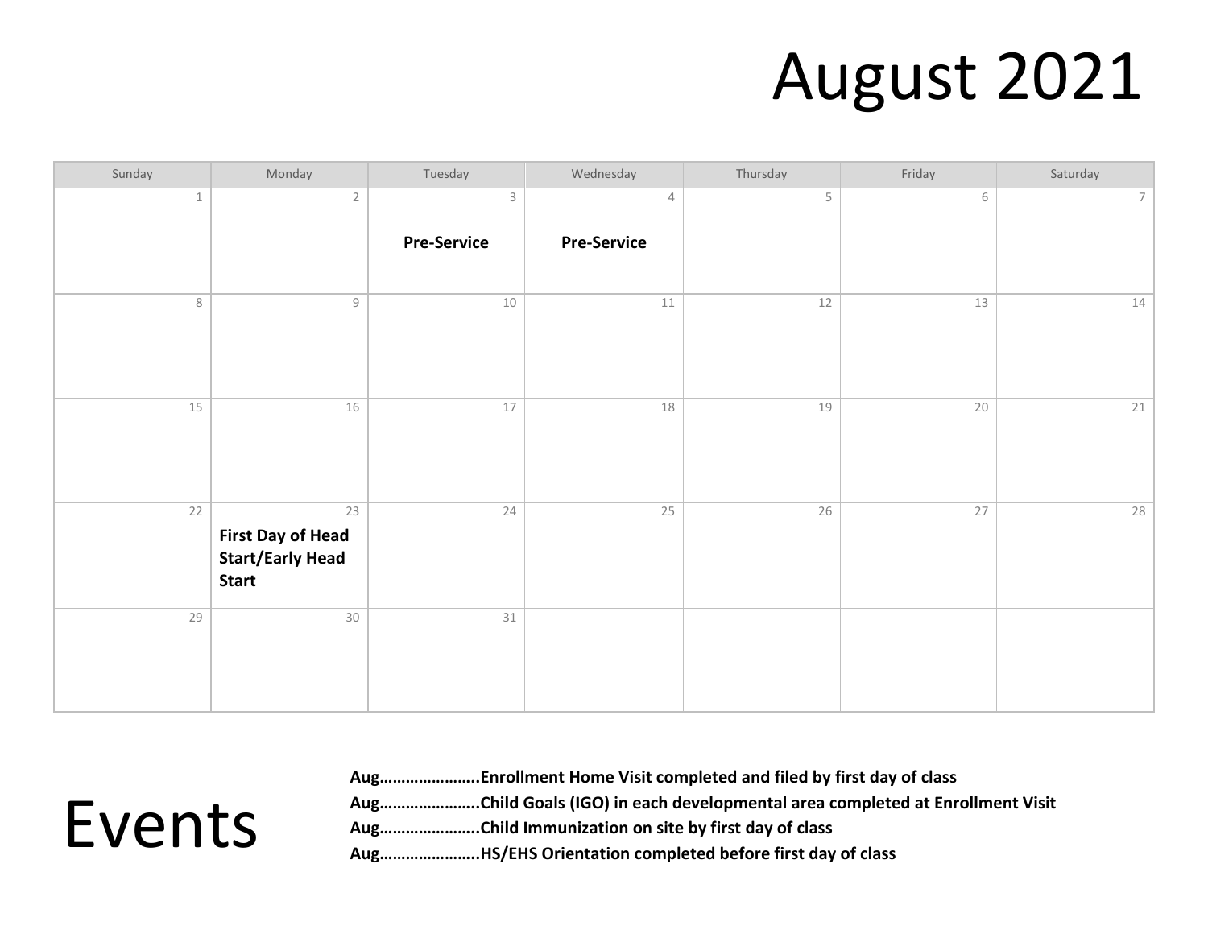# August 2021

| Sunday | Monday | Tuesday | Wednesday | Thursday | Friday | Saturday |
|---|---|---|---|---|---|---|
| 1 | 2 | 3 **Pre-Service** | 4 **Pre-Service** | 5 | 6 | 7 |
| 8 | 9 | 10 | 11 | 12 | 13 | 14 |
| 15 | 16 | 17 | 18 | 19 | 20 | 21 |
| 22 | 23 **First Day of Head Start/Early Head Start** | 24 | 25 | 26 | 27 | 28 |
| 29 | 30 | 31 | | | | |

# Events

**Aug…………………..Enrollment Home Visit completed and filed by first day of class**
**Aug…………………..Child Goals (IGO) in each developmental area completed at Enrollment Visit**
**Aug…………………..Child Immunization on site by first day of class**
**Aug…………………..HS/EHS Orientation completed before first day of class**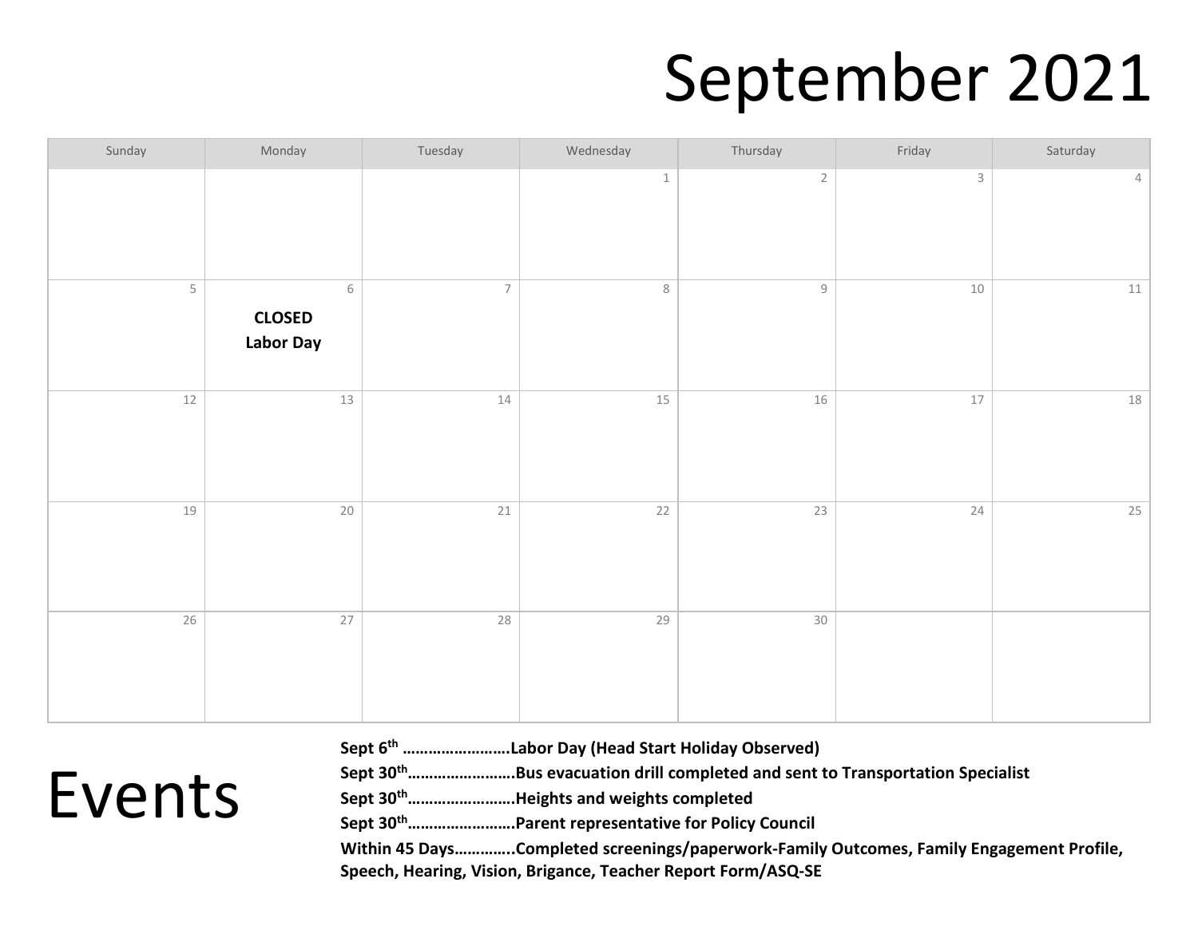# September 2021

| Sunday | Monday | Tuesday | Wednesday | Thursday | Friday | Saturday |
| --- | --- | --- | --- | --- | --- | --- |
| | | | 1 | 2 | 3 | 4 |
| 5 | 6 **CLOSED Labor Day** | 7 | 8 | 9 | 10 | 11 |
| 12 | 13 | 14 | 15 | 16 | 17 | 18 |
| 19 | 20 | 21 | 22 | 23 | 24 | 25 |
| 26 | 27 | 28 | 29 | 30 | | |

# Events

**Sept 6th ……………………Labor Day (Head Start Holiday Observed)**

**Sept 30th……………………Bus evacuation drill completed and sent to Transportation Specialist**

**Sept 30th……………………Heights and weights completed**

**Sept 30th……………………Parent representative for Policy Council**

**Within 45 Days…………..Completed screenings/paperwork-Family Outcomes, Family Engagement Profile, Speech, Hearing, Vision, Brigance, Teacher Report Form/ASQ-SE**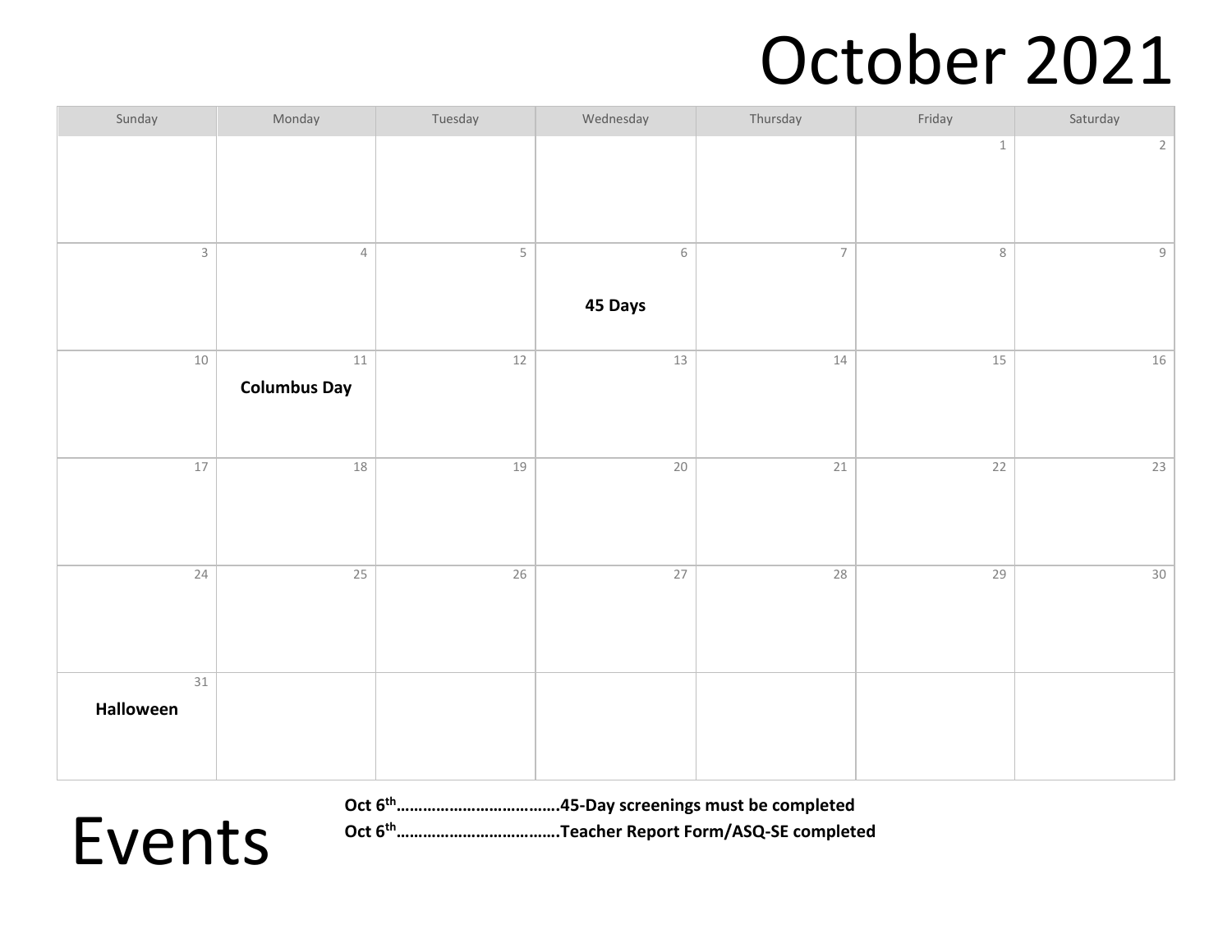# October 2021

| Sunday | Monday | Tuesday | Wednesday | Thursday | Friday | Saturday |
|---|---|---|---|---|---|---|
| | | | | | 1 | 2 |
| 3 | 4 | 5 | 6 **45 Days** | 7 | 8 | 9 |
| 10 | 11 **Columbus Day** | 12 | 13 | 14 | 15 | 16 |
| 17 | 18 | 19 | 20 | 21 | 22 | 23 |
| 24 | 25 | 26 | 27 | 28 | 29 | 30 |
| 31 **Halloween** | | | | | | |

# Events

**Oct 6th……………………………….45-Day screenings must be completed**
**Oct 6th……………………………….Teacher Report Form/ASQ-SE completed**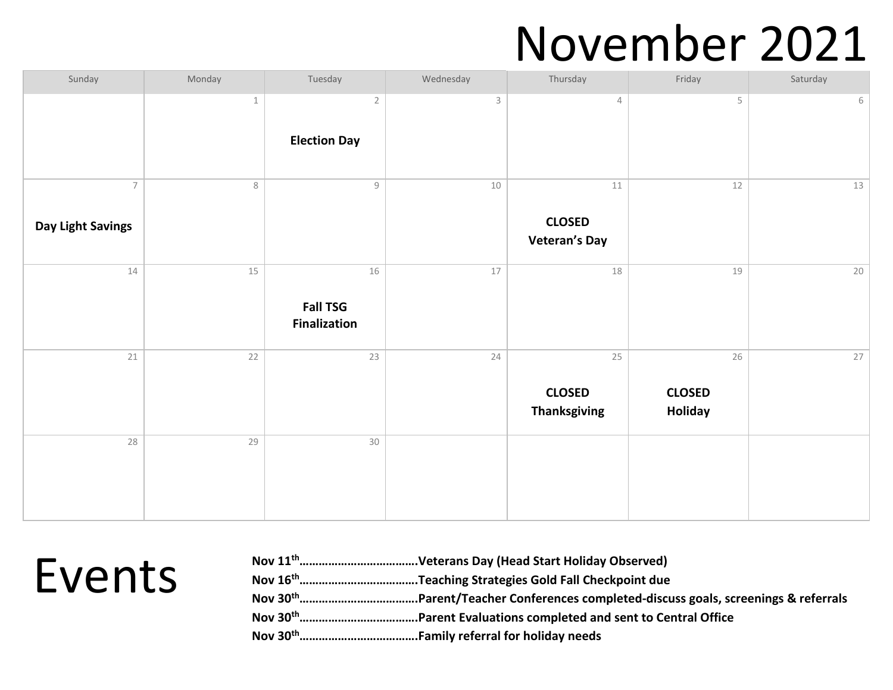# November 2021

| Sunday | Monday | Tuesday | Wednesday | Thursday | Friday | Saturday |
|---|---|---|---|---|---|---|
| | 1 | 2<br>**Election Day** | 3 | 4 | 5 | 6 |
| 7<br>**Day Light Savings** | 8 | 9 | 10 | 11<br>**CLOSED**<br>**Veteran's Day** | 12 | 13 |
| 14 | 15 | 16<br>**Fall TSG Finalization** | 17 | 18 | 19 | 20 |
| 21 | 22 | 23 | 24 | 25<br>**CLOSED**<br>**Thanksgiving** | 26<br>**CLOSED**<br>**Holiday** | 27 |
| 28 | 29 | 30 | | | | |

# Events

**Nov 11th……………………………….Veterans Day (Head Start Holiday Observed)**
**Nov 16th……………………………….Teaching Strategies Gold Fall Checkpoint due**
**Nov 30th……………………………….Parent/Teacher Conferences completed-discuss goals, screenings & referrals**
**Nov 30th……………………………….Parent Evaluations completed and sent to Central Office**
**Nov 30th……………………………….Family referral for holiday needs**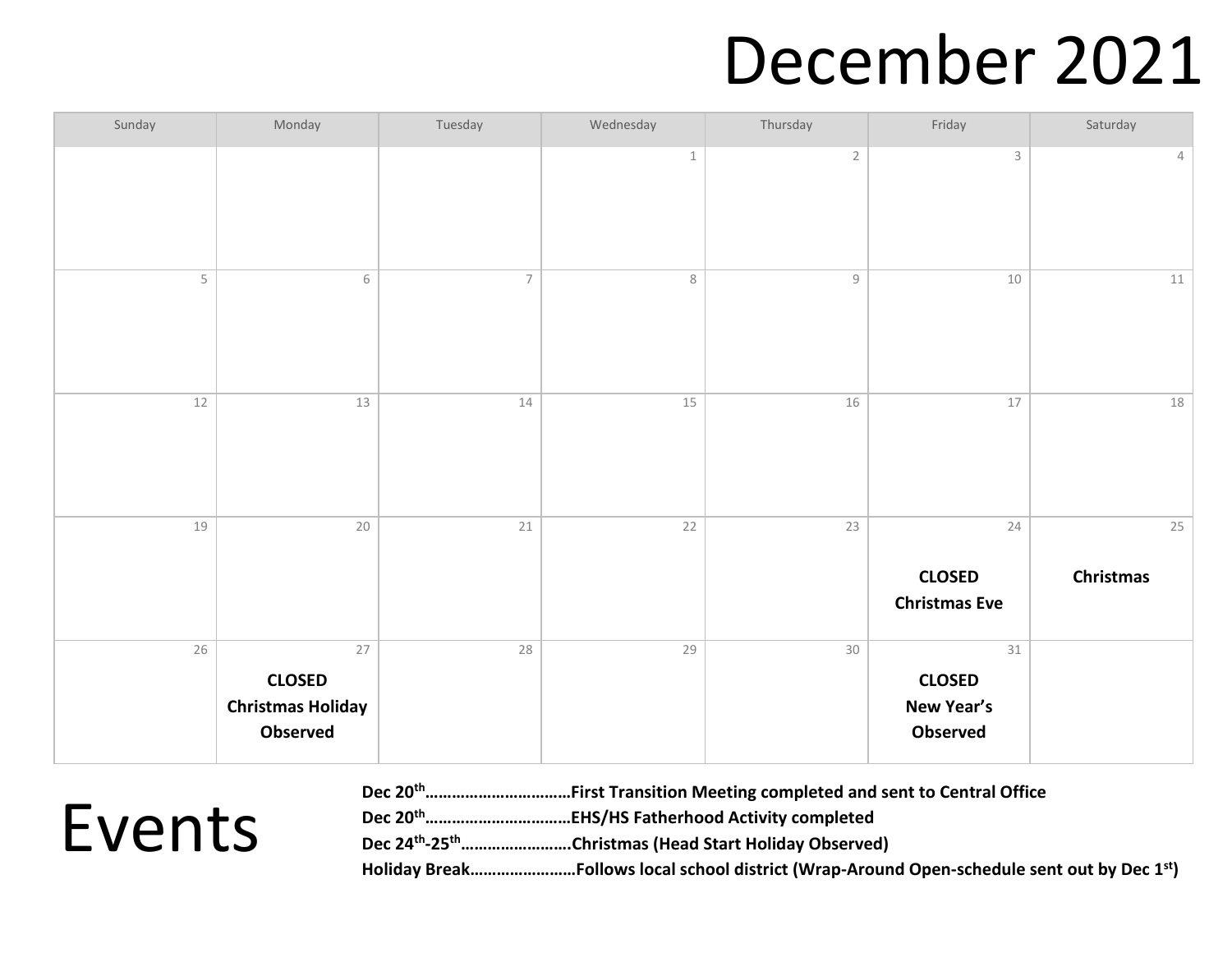# December 2021

| Sunday | Monday | Tuesday | Wednesday | Thursday | Friday | Saturday |
|---|---|---|---|---|---|---|
| | | | 1 | 2 | 3 | 4 |
| 5 | 6 | 7 | 8 | 9 | 10 | 11 |
| 12 | 13 | 14 | 15 | 16 | 17 | 18 |
| 19 | 20 | 21 | 22 | 23 | 24 **CLOSED Christmas Eve** | 25 **Christmas** |
| 26 | 27 **CLOSED Christmas Holiday Observed** | 28 | 29 | 30 | 31 **CLOSED New Year's Observed** | |

# Events

**Dec 20th…………………………First Transition Meeting completed and sent to Central Office**
**Dec 20th…………………………EHS/HS Fatherhood Activity completed**
**Dec 24th-25th……………………Christmas (Head Start Holiday Observed)**
**Holiday Break……………………Follows local school district (Wrap-Around Open-schedule sent out by Dec 1st)**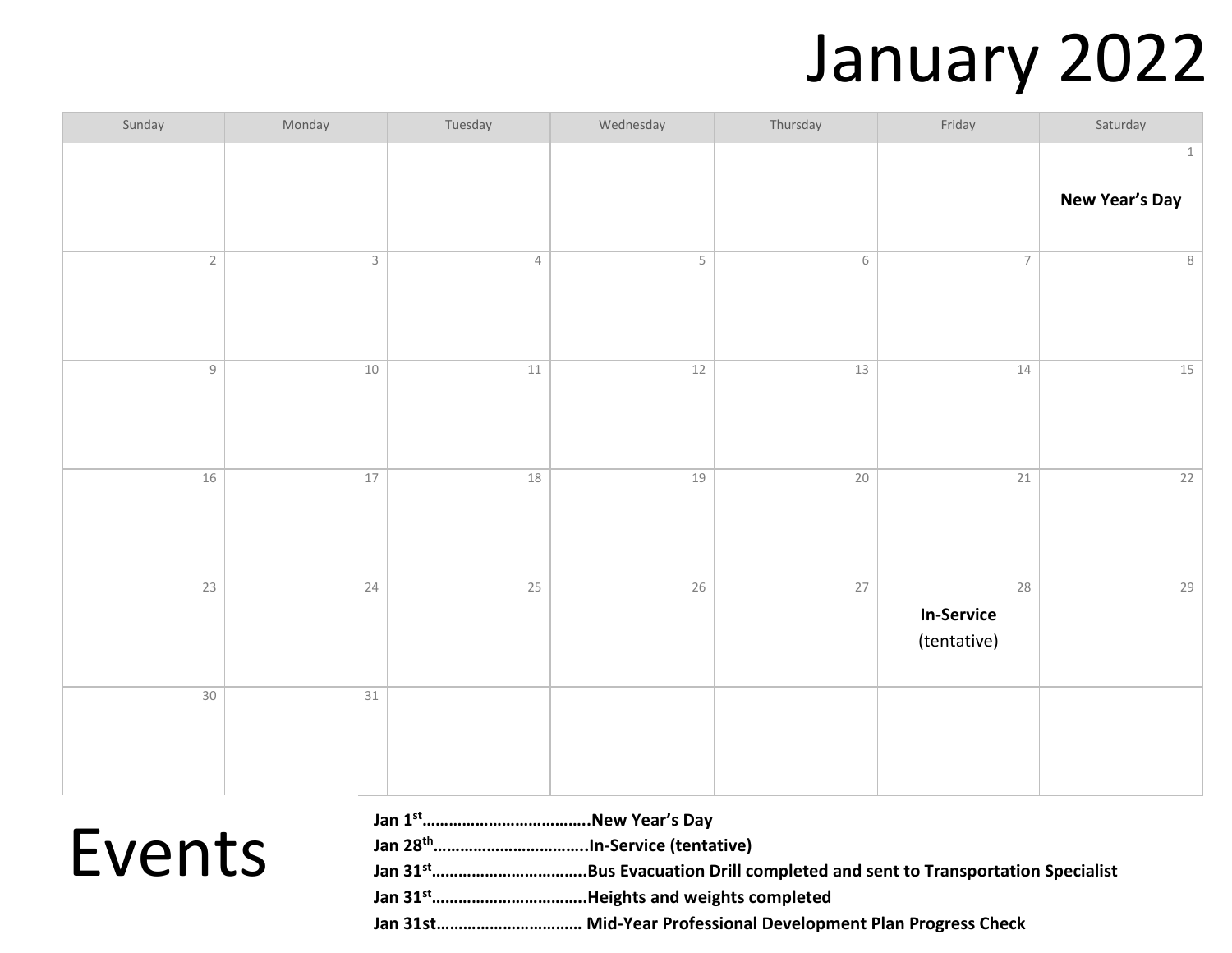# January 2022

| Sunday | Monday | Tuesday | Wednesday | Thursday | Friday | Saturday |
| --- | --- | --- | --- | --- | --- | --- |
| | | | | | | 1 **New Year's Day** |
| 2 | 3 | 4 | 5 | 6 | 7 | 8 |
| 9 | 10 | 11 | 12 | 13 | 14 | 15 |
| 16 | 17 | 18 | 19 | 20 | 21 | 22 |
| 23 | 24 | 25 | 26 | 27 | 28 **In-Service** (tentative) | 29 |
| 30 | 31 | | | | | |

# Events

**Jan 1st……………………………….New Year's Day**
**Jan 28th…………………………….In-Service (tentative)**
**Jan 31st…………………………….Bus Evacuation Drill completed and sent to Transportation Specialist**
**Jan 31st…………………………….Heights and weights completed**
**Jan 31st…………………………… Mid-Year Professional Development Plan Progress Check**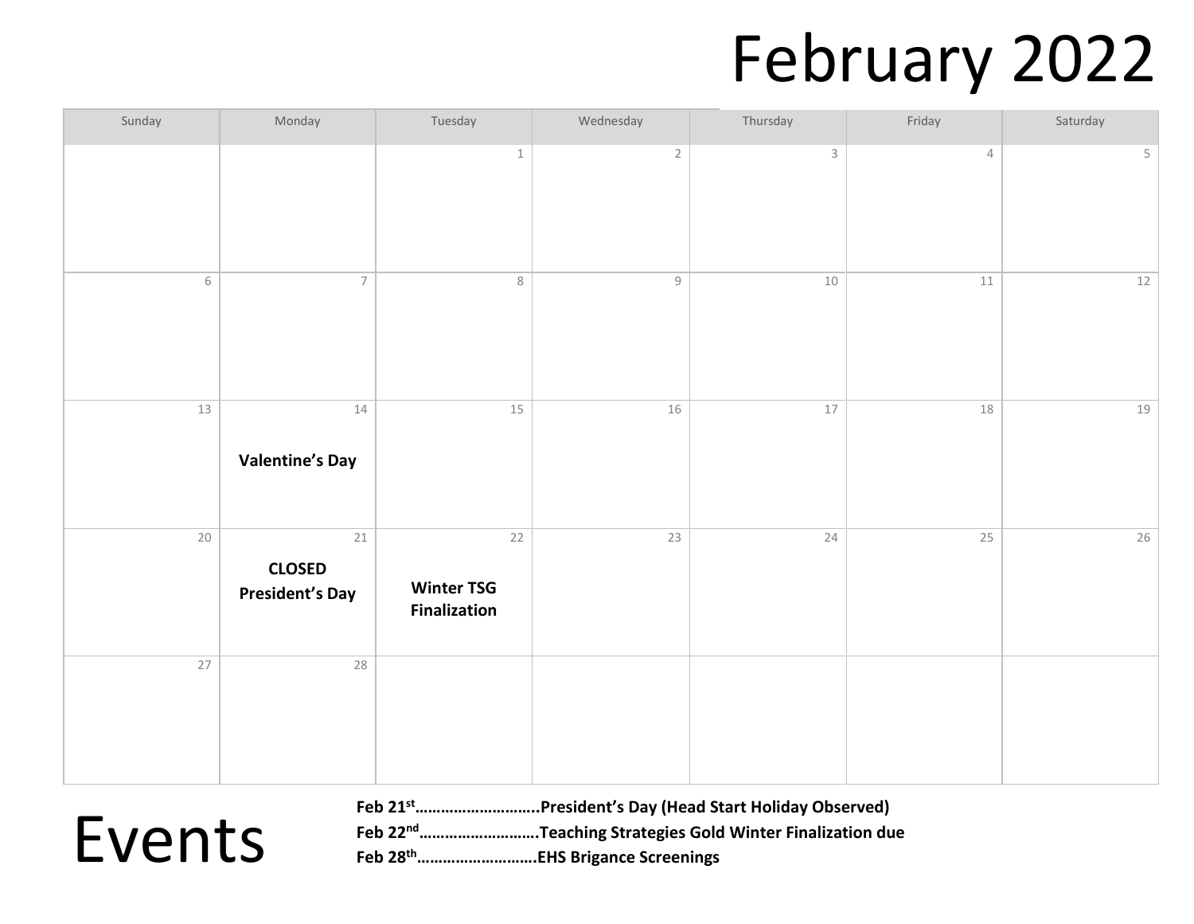# February 2022

| Sunday | Monday | Tuesday | Wednesday | Thursday | Friday | Saturday |
|---|---|---|---|---|---|---|
| | | 1 | 2 | 3 | 4 | 5 |
| 6 | 7 | 8 | 9 | 10 | 11 | 12 |
| 13 | 14 **Valentine's Day** | 15 | 16 | 17 | 18 | 19 |
| 20 | 21 **CLOSED President's Day** | 22 **Winter TSG Finalization** | 23 | 24 | 25 | 26 |
| 27 | 28 | | | | | |

# Events

**Feb 21st………………………..President's Day (Head Start Holiday Observed)**
**Feb 22nd……………………….Teaching Strategies Gold Winter Finalization due**
**Feb 28th……………………….EHS Brigance Screenings**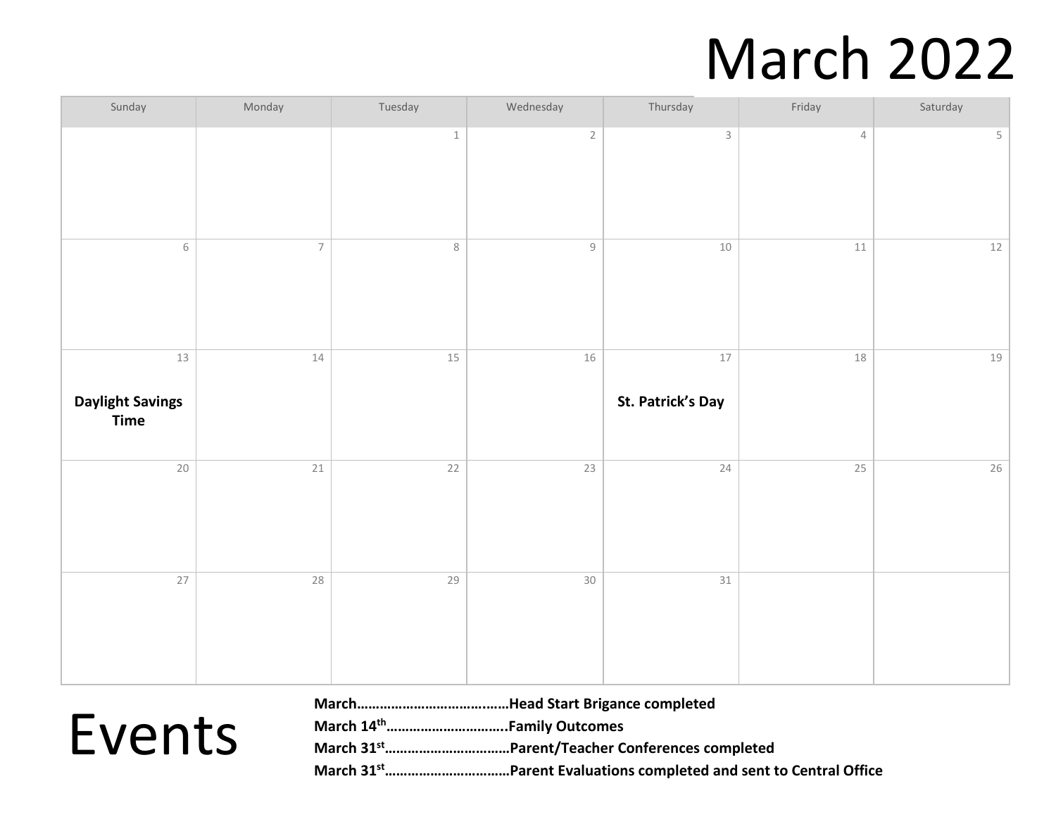# March 2022

| Sunday | Monday | Tuesday | Wednesday | Thursday | Friday | Saturday |
|---|---|---|---|---|---|---|
| | | 1 | 2 | 3 | 4 | 5 |
| 6 | 7 | 8 | 9 | 10 | 11 | 12 |
| 13 **Daylight Savings Time** | 14 | 15 | 16 | 17 **St. Patrick's Day** | 18 | 19 |
| 20 | 21 | 22 | 23 | 24 | 25 | 26 |
| 27 | 28 | 29 | 30 | 31 | | |

# Events

**March…………………………………Head Start Brigance completed**
**March 14th…………………………..Family Outcomes**
**March 31st……………………………Parent/Teacher Conferences completed**
**March 31st……………………………Parent Evaluations completed and sent to Central Office**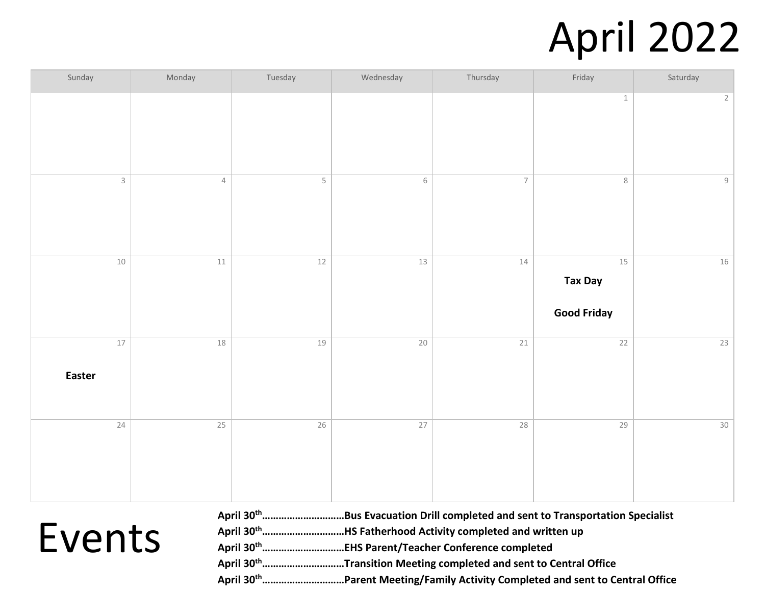# April 2022

| Sunday | Monday | Tuesday | Wednesday | Thursday | Friday | Saturday |
| --- | --- | --- | --- | --- | --- | --- |
| | | | | | 1 | 2 |
| 3 | 4 | 5 | 6 | 7 | 8 | 9 |
| 10 | 11 | 12 | 13 | 14 | 15 **Tax Day** **Good Friday** | 16 |
| 17 **Easter** | 18 | 19 | 20 | 21 | 22 | 23 |
| 24 | 25 | 26 | 27 | 28 | 29 | 30 |

# Events

**April 30th…………………………Bus Evacuation Drill completed and sent to Transportation Specialist**
**April 30th…………………………HS Fatherhood Activity completed and written up**
**April 30th…………………………EHS Parent/Teacher Conference completed**
**April 30th…………………………Transition Meeting completed and sent to Central Office**
**April 30th…………………………Parent Meeting/Family Activity Completed and sent to Central Office**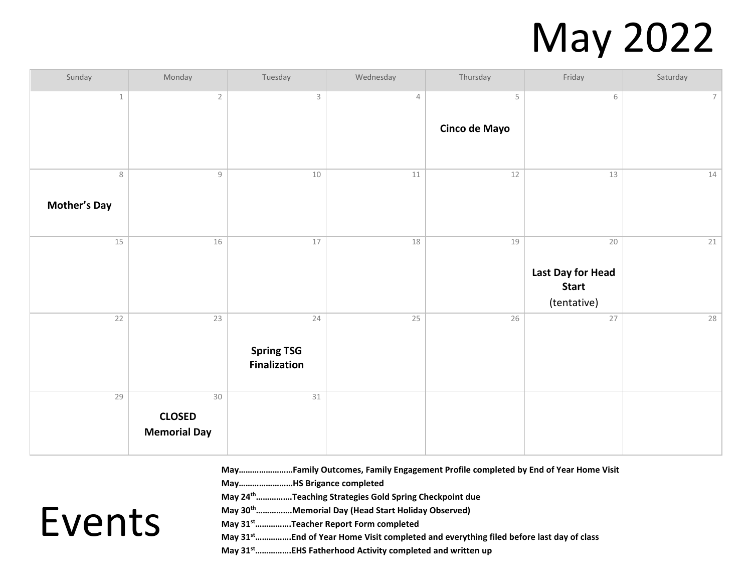# May 2022

| Sunday | Monday | Tuesday | Wednesday | Thursday | Friday | Saturday |
|---|---|---|---|---|---|---|
| 1 | 2 | 3 | 4 | 5<br>**Cinco de Mayo** | 6 | 7 |
| 8<br>**Mother's Day** | 9 | 10 | 11 | 12 | 13 | 14 |
| 15 | 16 | 17 | 18 | 19 | 20<br>**Last Day for Head Start**<br>(tentative) | 21 |
| 22 | 23 | 24<br>**Spring TSG Finalization** | 25 | 26 | 27 | 28 |
| 29 | 30<br>**CLOSED**<br>**Memorial Day** | 31 | | | | |

# Events

**May……………………Family Outcomes, Family Engagement Profile completed by End of Year Home Visit**
**May……………………HS Brigance completed**
**May 24th…………….Teaching Strategies Gold Spring Checkpoint due**
**May 30th…………….Memorial Day (Head Start Holiday Observed)**
**May 31st…………….Teacher Report Form completed**
**May 31st…………….End of Year Home Visit completed and everything filed before last day of class**
**May 31st…………….EHS Fatherhood Activity completed and written up**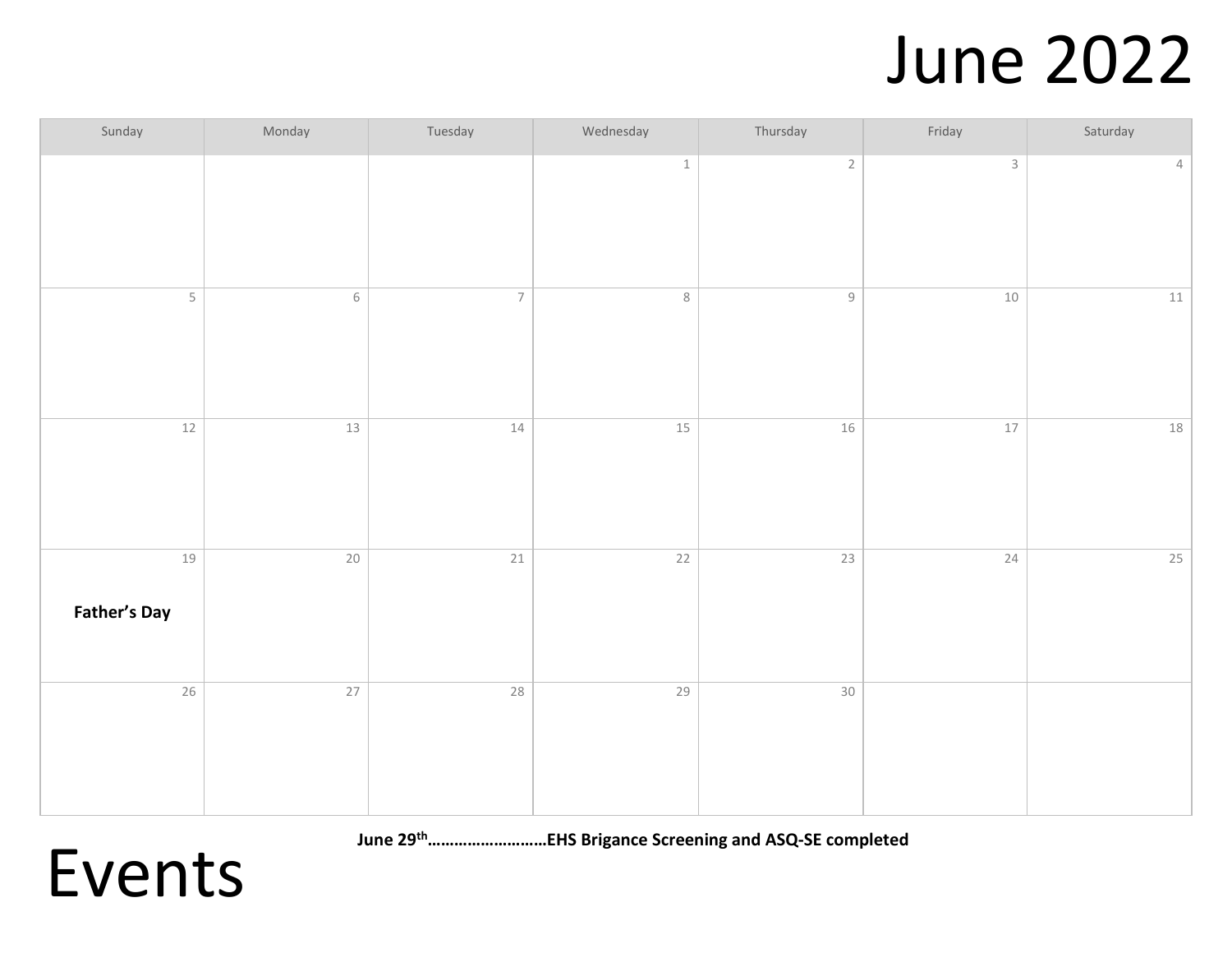# June 2022

| Sunday | Monday | Tuesday | Wednesday | Thursday | Friday | Saturday |
|---|---|---|---|---|---|---|
| | | | 1 | 2 | 3 | 4 |
| 5 | 6 | 7 | 8 | 9 | 10 | 11 |
| 12 | 13 | 14 | 15 | 16 | 17 | 18 |
| 19 **Father's Day** | 20 | 21 | 22 | 23 | 24 | 25 |
| 26 | 27 | 28 | 29 | 30 | | |

# Events

**June 29th……………………EHS Brigance Screening and ASQ-SE completed**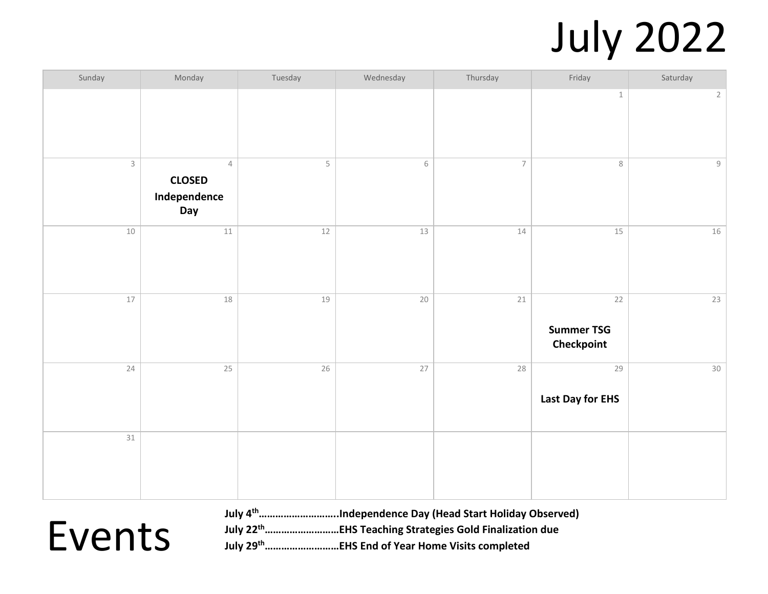# July 2022

| Sunday | Monday | Tuesday | Wednesday | Thursday | Friday | Saturday |
|---|---|---|---|---|---|---|
| | | | | | 1 | 2 |
| 3 | 4 **CLOSED Independence Day** | 5 | 6 | 7 | 8 | 9 |
| 10 | 11 | 12 | 13 | 14 | 15 | 16 |
| 17 | 18 | 19 | 20 | 21 | 22 **Summer TSG Checkpoint** | 23 |
| 24 | 25 | 26 | 27 | 28 | 29 **Last Day for EHS** | 30 |
| 31 | | | | | | |

# Events

**July 4th……………………….Independence Day (Head Start Holiday Observed)**
**July 22nd……………………EHS Teaching Strategies Gold Finalization due**
**July 29th……………………EHS End of Year Home Visits completed**